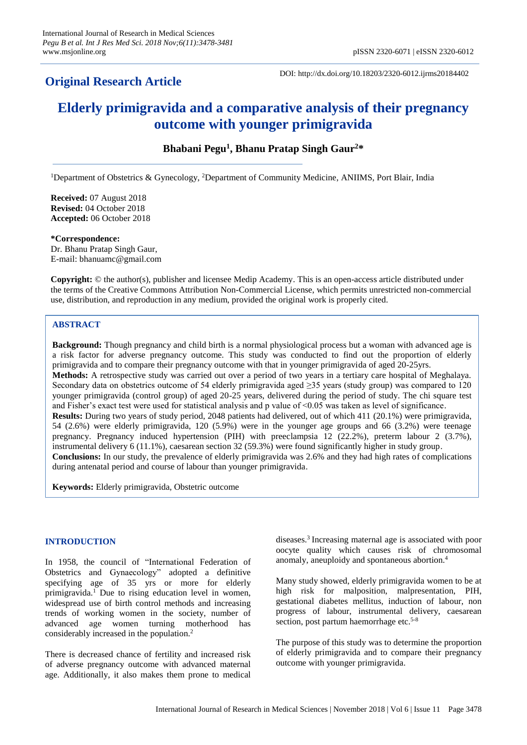## Original Research Article

DOI: http://dx.doi.org/10.18203/2320-6012.ijrms20184402

# Elderly primigravida and a comparative analysis of their pregnancy outcome with younger primigravida

**Bhabani Pegu[1], Bhanu Pratap Singh Gaur[2]***

[1]Department of Obstetrics & Gynecology, [2]Department of Community Medicine, ANIIMS, Port Blair, India

**Received:** 07 August 2018
**Revised:** 04 October 2018
**Accepted:** 06 October 2018

***Correspondence:**
Dr. Bhanu Pratap Singh Gaur,
E-mail: bhanuamc@gmail.com

**Copyright:** © the author(s), publisher and licensee Medip Academy. This is an open-access article distributed under the terms of the Creative Commons Attribution Non-Commercial License, which permits unrestricted non-commercial use, distribution, and reproduction in any medium, provided the original work is properly cited.

## ABSTRACT

**Background:** Though pregnancy and child birth is a normal physiological process but a woman with advanced age is a risk factor for adverse pregnancy outcome. This study was conducted to find out the proportion of elderly primigravida and to compare their pregnancy outcome with that in younger primigravida of aged 20-25yrs.

**Methods:** A retrospective study was carried out over a period of two years in a tertiary care hospital of Meghalaya. Secondary data on obstetrics outcome of 54 elderly primigravida aged ≥35 years (study group) was compared to 120 younger primigravida (control group) of aged 20-25 years, delivered during the period of study. The chi square test and Fisher's exact test were used for statistical analysis and p value of <0.05 was taken as level of significance.

**Results:** During two years of study period, 2048 patients had delivered, out of which 411 (20.1%) were primigravida, 54 (2.6%) were elderly primigravida, 120 (5.9%) were in the younger age groups and 66 (3.2%) were teenage pregnancy. Pregnancy induced hypertension (PIH) with preeclampsia 12 (22.2%), preterm labour 2 (3.7%), instrumental delivery 6 (11.1%), caesarean section 32 (59.3%) were found significantly higher in study group.

**Conclusions:** In our study, the prevalence of elderly primigravida was 2.6% and they had high rates of complications during antenatal period and course of labour than younger primigravida.

**Keywords:** Elderly primigravida, Obstetric outcome

## INTRODUCTION

In 1958, the council of "International Federation of Obstetrics and Gynaecology" adopted a definitive specifying age of 35 yrs or more for elderly primigravida.[1] Due to rising education level in women, widespread use of birth control methods and increasing trends of working women in the society, number of advanced age women turning motherhood has considerably increased in the population.[2]

There is decreased chance of fertility and increased risk of adverse pregnancy outcome with advanced maternal age. Additionally, it also makes them prone to medical diseases.[3] Increasing maternal age is associated with poor oocyte quality which causes risk of chromosomal anomaly, aneuploidy and spontaneous abortion.[4]

Many study showed, elderly primigravida women to be at high risk for malposition, malpresentation, PIH, gestational diabetes mellitus, induction of labour, non progress of labour, instrumental delivery, caesarean section, post partum haemorrhage etc.[5-8]

The purpose of this study was to determine the proportion of elderly primigravida and to compare their pregnancy outcome with younger primigravida.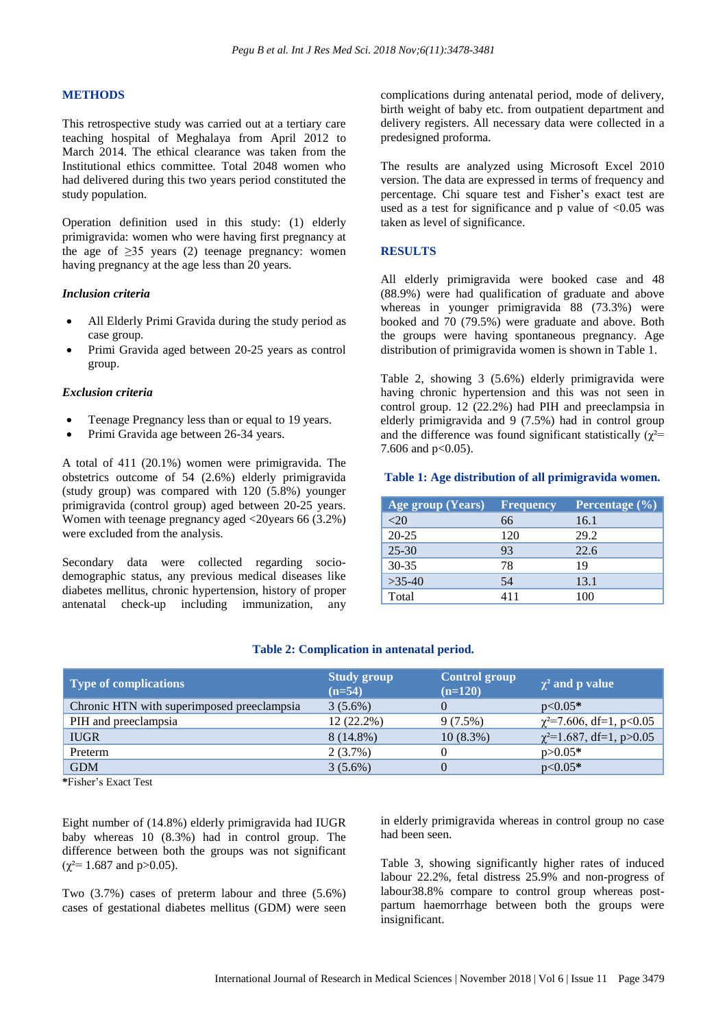## METHODS

This retrospective study was carried out at a tertiary care teaching hospital of Meghalaya from April 2012 to March 2014. The ethical clearance was taken from the Institutional ethics committee. Total 2048 women who had delivered during this two years period constituted the study population.

Operation definition used in this study: (1) elderly primigravida: women who were having first pregnancy at the age of ≥35 years (2) teenage pregnancy: women having pregnancy at the age less than 20 years.

### *Inclusion criteria*

- All Elderly Primi Gravida during the study period as case group.
- Primi Gravida aged between 20-25 years as control group.

### *Exclusion criteria*

- Teenage Pregnancy less than or equal to 19 years.
- Primi Gravida age between 26-34 years.

A total of 411 (20.1%) women were primigravida. The obstetrics outcome of 54 (2.6%) elderly primigravida (study group) was compared with 120 (5.8%) younger primigravida (control group) aged between 20-25 years. Women with teenage pregnancy aged <20years 66 (3.2%) were excluded from the analysis.

Secondary data were collected regarding socio-demographic status, any previous medical diseases like diabetes mellitus, chronic hypertension, history of proper antenatal check-up including immunization, any complications during antenatal period, mode of delivery, birth weight of baby etc. from outpatient department and delivery registers. All necessary data were collected in a predesigned proforma.

The results are analyzed using Microsoft Excel 2010 version. The data are expressed in terms of frequency and percentage. Chi square test and Fisher's exact test are used as a test for significance and p value of <0.05 was taken as level of significance.

## RESULTS

All elderly primigravida were booked case and 48 (88.9%) were had qualification of graduate and above whereas in younger primigravida 88 (73.3%) were booked and 70 (79.5%) were graduate and above. Both the groups were having spontaneous pregnancy. Age distribution of primigravida women is shown in Table 1.

Table 2, showing 3 (5.6%) elderly primigravida were having chronic hypertension and this was not seen in control group. 12 (22.2%) had PIH and preeclampsia in elderly primigravida and 9 (7.5%) had in control group and the difference was found significant statistically ($\chi^2$= 7.606 and p<0.05).

**Table 1: Age distribution of all primigravida women.**

| Age group (Years) | Frequency | Percentage (%) |
|---|---|---|
| <20 | 66 | 16.1 |
| 20-25 | 120 | 29.2 |
| 25-30 | 93 | 22.6 |
| 30-35 | 78 | 19 |
| >35-40 | 54 | 13.1 |
| Total | 411 | 100 |

**Table 2: Complication in antenatal period.**

| Type of complications | Study group (n=54) | Control group (n=120) | $\chi^2$ and p value |
|---|---|---|---|
| Chronic HTN with superimposed preeclampsia | 3 (5.6%) | 0 | p<0.05* |
| PIH and preeclampsia | 12 (22.2%) | 9 (7.5%) | $\chi^2$=7.606, df=1, p<0.05 |
| IUGR | 8 (14.8%) | 10 (8.3%) | $\chi^2$=1.687, df=1, p>0.05 |
| Preterm | 2 (3.7%) | 0 | p>0.05* |
| GDM | 3 (5.6%) | 0 | p<0.05* |

*Fisher's Exact Test

Eight number of (14.8%) elderly primigravida had IUGR baby whereas 10 (8.3%) had in control group. The difference between both the groups was not significant ($\chi^2$= 1.687 and p>0.05).

Two (3.7%) cases of preterm labour and three (5.6%) cases of gestational diabetes mellitus (GDM) were seen in elderly primigravida whereas in control group no case had been seen.

Table 3, showing significantly higher rates of induced labour 22.2%, fetal distress 25.9% and non-progress of labour38.8% compare to control group whereas post-partum haemorrhage between both the groups were insignificant.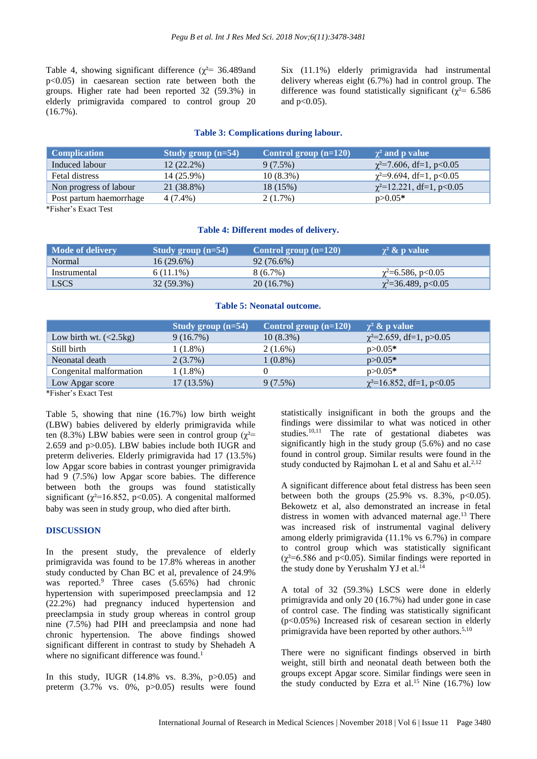Table 4, showing significant difference ($\chi^2$= 36.489and p<0.05) in caesarean section rate between both the groups. Higher rate had been reported 32 (59.3%) in elderly primigravida compared to control group 20 (16.7%).

Six (11.1%) elderly primigravida had instrumental delivery whereas eight (6.7%) had in control group. The difference was found statistically significant ($\chi^2$= 6.586 and p<0.05).

**Table 3: Complications during labour.**

| Complication | Study group (n=54) | Control group (n=120) | $\chi^2$ and p value |
|---|---|---|---|
| Induced labour | 12 (22.2%) | 9 (7.5%) | $\chi^2$=7.606, df=1, p<0.05 |
| Fetal distress | 14 (25.9%) | 10 (8.3%) | $\chi^2$=9.694, df=1, p<0.05 |
| Non progress of labour | 21 (38.8%) | 18 (15%) | $\chi^2$=12.221, df=1, p<0.05 |
| Post partum haemorrhage | 4 (7.4%) | 2 (1.7%) | p>0.05* |

*Fisher's Exact Test

**Table 4: Different modes of delivery.**

| Mode of delivery | Study group (n=54) | Control group (n=120) | $\chi^2$ & p value |
|---|---|---|---|
| Normal | 16 (29.6%) | 92 (76.6%) | |
| Instrumental | 6 (11.1%) | 8 (6.7%) | $\chi^2$=6.586, p<0.05 |
| LSCS | 32 (59.3%) | 20 (16.7%) | $\chi^2$=36.489, p<0.05 |

**Table 5: Neonatal outcome.**

| | Study group (n=54) | Control group (n=120) | $\chi^2$ & p value |
|---|---|---|---|
| Low birth wt. (<2.5kg) | 9 (16.7%) | 10 (8.3%) | $\chi^2$=2.659, df=1, p>0.05 |
| Still birth | 1 (1.8%) | 2 (1.6%) | p>0.05* |
| Neonatal death | 2 (3.7%) | 1 (0.8%) | p>0.05* |
| Congenital malformation | 1 (1.8%) | 0 | p>0.05* |
| Low Apgar score | 17 (13.5%) | 9 (7.5%) | $\chi^2$=16.852, df=1, p<0.05 |

*Fisher's Exact Test

Table 5, showing that nine (16.7%) low birth weight (LBW) babies delivered by elderly primigravida while ten (8.3%) LBW babies were seen in control group ($\chi^2$= 2.659 and p>0.05). LBW babies include both IUGR and preterm deliveries. Elderly primigravida had 17 (13.5%) low Apgar score babies in contrast younger primigravida had 9 (7.5%) low Apgar score babies. The difference between both the groups was found statistically significant ($\chi^2$=16.852, p<0.05). A congenital malformed baby was seen in study group, who died after birth.

## DISCUSSION

In the present study, the prevalence of elderly primigravida was found to be 17.8% whereas in another study conducted by Chan BC et al, prevalence of 24.9% was reported.[9] Three cases (5.65%) had chronic hypertension with superimposed preeclampsia and 12 (22.2%) had pregnancy induced hypertension and preeclampsia in study group whereas in control group nine (7.5%) had PIH and preeclampsia and none had chronic hypertension. The above findings showed significant different in contrast to study by Shehadeh A where no significant difference was found.[1]

In this study, IUGR (14.8% vs. 8.3%, p>0.05) and preterm (3.7% vs. 0%, p>0.05) results were found statistically insignificant in both the groups and the findings were dissimilar to what was noticed in other studies.[10,11] The rate of gestational diabetes was significantly high in the study group (5.6%) and no case found in control group. Similar results were found in the study conducted by Rajmohan L et al and Sahu et al.[2,12]

A significant difference about fetal distress has been seen between both the groups (25.9% vs. 8.3%, p<0.05). Bekowetz et al, also demonstrated an increase in fetal distress in women with advanced maternal age.[13] There was increased risk of instrumental vaginal delivery among elderly primigravida (11.1% vs 6.7%) in compare to control group which was statistically significant ($\chi^2$=6.586 and p<0.05). Similar findings were reported in the study done by Yerushalm YJ et al.[14]

A total of 32 (59.3%) LSCS were done in elderly primigravida and only 20 (16.7%) had under gone in case of control case. The finding was statistically significant (p<0.05%) Increased risk of cesarean section in elderly primigravida have been reported by other authors.[5,10]

There were no significant findings observed in birth weight, still birth and neonatal death between both the groups except Apgar score. Similar findings were seen in the study conducted by Ezra et al.[15] Nine (16.7%) low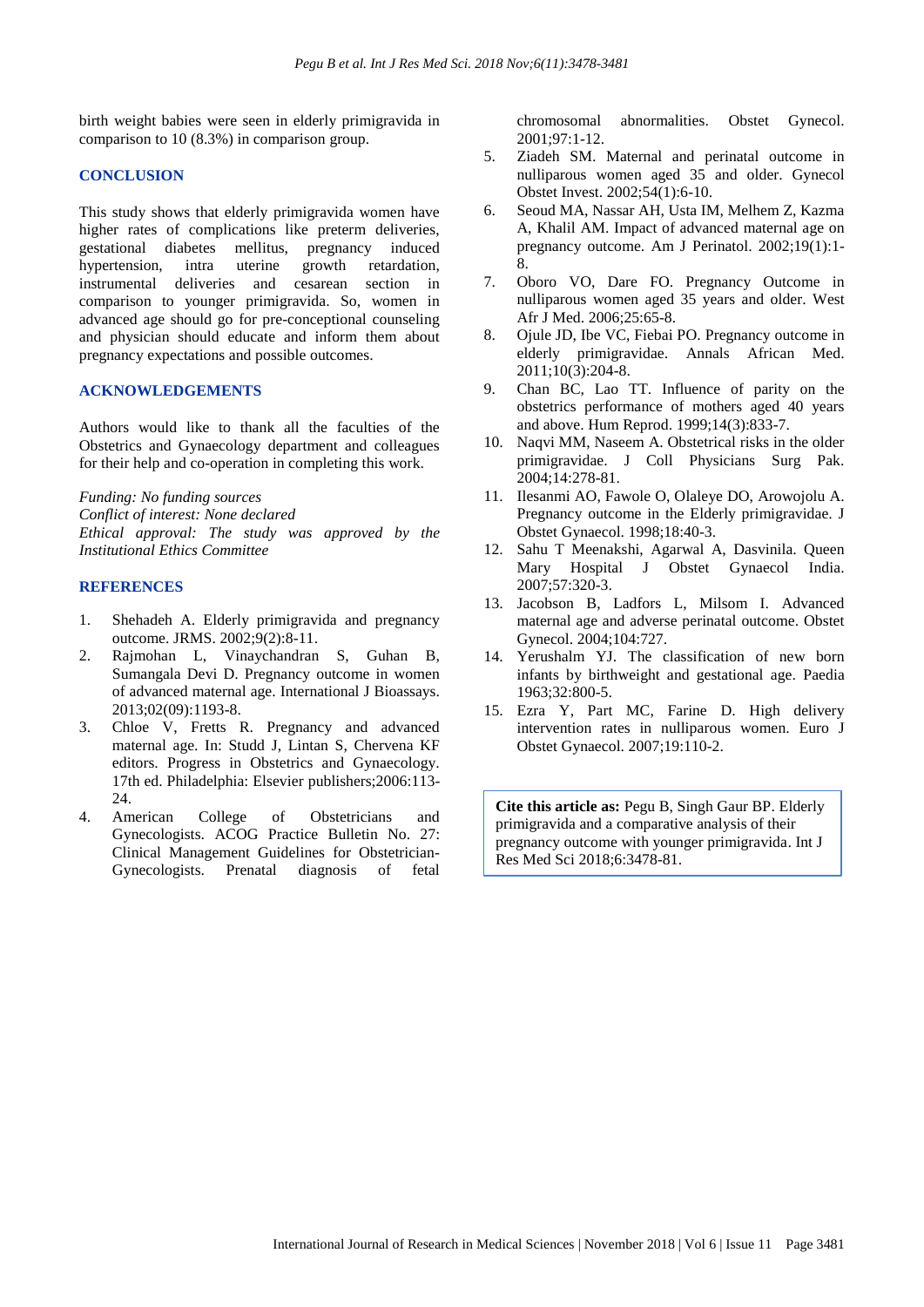birth weight babies were seen in elderly primigravida in comparison to 10 (8.3%) in comparison group.

## CONCLUSION

This study shows that elderly primigravida women have higher rates of complications like preterm deliveries, gestational diabetes mellitus, pregnancy induced hypertension, intra uterine growth retardation, instrumental deliveries and cesarean section in comparison to younger primigravida. So, women in advanced age should go for pre-conceptional counseling and physician should educate and inform them about pregnancy expectations and possible outcomes.

## ACKNOWLEDGEMENTS

Authors would like to thank all the faculties of the Obstetrics and Gynaecology department and colleagues for their help and co-operation in completing this work.

*Funding: No funding sources*
*Conflict of interest: None declared*
*Ethical approval: The study was approved by the Institutional Ethics Committee*

## REFERENCES

1. Shehadeh A. Elderly primigravida and pregnancy outcome. JRMS. 2002;9(2):8-11.
2. Rajmohan L, Vinaychandran S, Guhan B, Sumangala Devi D. Pregnancy outcome in women of advanced maternal age. International J Bioassays. 2013;02(09):1193-8.
3. Chloe V, Fretts R. Pregnancy and advanced maternal age. In: Studd J, Lintan S, Chervena KF editors. Progress in Obstetrics and Gynaecology. 17th ed. Philadelphia: Elsevier publishers;2006:113-24.
4. American College of Obstetricians and Gynecologists. ACOG Practice Bulletin No. 27: Clinical Management Guidelines for Obstetrician-Gynecologists. Prenatal diagnosis of fetal chromosomal abnormalities. Obstet Gynecol. 2001;97:1-12.
5. Ziadeh SM. Maternal and perinatal outcome in nulliparous women aged 35 and older. Gynecol Obstet Invest. 2002;54(1):6-10.
6. Seoud MA, Nassar AH, Usta IM, Melhem Z, Kazma A, Khalil AM. Impact of advanced maternal age on pregnancy outcome. Am J Perinatol. 2002;19(1):1-8.
7. Oboro VO, Dare FO. Pregnancy Outcome in nulliparous women aged 35 years and older. West Afr J Med. 2006;25:65-8.
8. Ojule JD, Ibe VC, Fiebai PO. Pregnancy outcome in elderly primigravidae. Annals African Med. 2011;10(3):204-8.
9. Chan BC, Lao TT. Influence of parity on the obstetrics performance of mothers aged 40 years and above. Hum Reprod. 1999;14(3):833-7.
10. Naqvi MM, Naseem A. Obstetrical risks in the older primigravidae. J Coll Physicians Surg Pak. 2004;14:278-81.
11. Ilesanmi AO, Fawole O, Olaleye DO, Arowojolu A. Pregnancy outcome in the Elderly primigravidae. J Obstet Gynaecol. 1998;18:40-3.
12. Sahu T Meenakshi, Agarwal A, Dasvinila. Queen Mary Hospital J Obstet Gynaecol India. 2007;57:320-3.
13. Jacobson B, Ladfors L, Milsom I. Advanced maternal age and adverse perinatal outcome. Obstet Gynecol. 2004;104:727.
14. Yerushalm YJ. The classification of new born infants by birthweight and gestational age. Paedia 1963;32:800-5.
15. Ezra Y, Part MC, Farine D. High delivery intervention rates in nulliparous women. Euro J Obstet Gynaecol. 2007;19:110-2.

**Cite this article as:** Pegu B, Singh Gaur BP. Elderly primigravida and a comparative analysis of their pregnancy outcome with younger primigravida. Int J Res Med Sci 2018;6:3478-81.